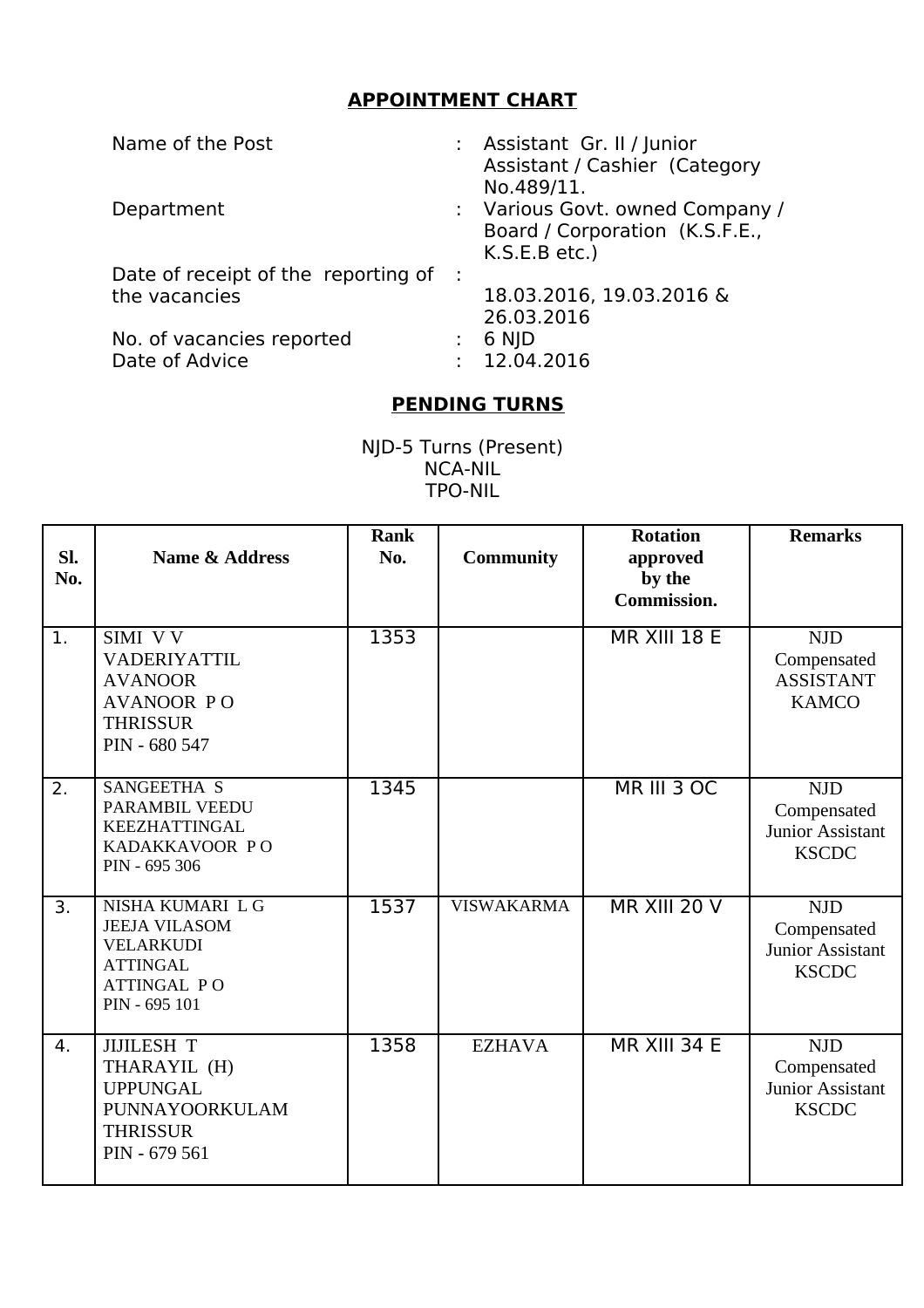## APPOINTMENT CHART

| | | |
|---|---|---|
| Name of the Post | : | Assistant Gr. II / Junior Assistant / Cashier (Category No.489/11. |
| Department | : | Various Govt. owned Company / Board / Corporation (K.S.F.E., K.S.E.B etc.) |
| Date of receipt of the reporting of the vacancies | : | 18.03.2016, 19.03.2016 & 26.03.2016 |
| No. of vacancies reported | : | 6 NJD |
| Date of Advice | : | 12.04.2016 |

## PENDING TURNS

NJD-5 Turns (Present)
NCA-NIL
TPO-NIL

| Sl. No. | Name & Address | Rank No. | Community | Rotation approved by the Commission. | Remarks |
|---|---|---|---|---|---|
| 1. | SIMI V V<br>VADERIYATTIL<br>AVANOOR<br>AVANOOR P O<br>THRISSUR<br>PIN - 680 547 | 1353 | | MR XIII 18 E | NJD Compensated ASSISTANT KAMCO |
| 2. | SANGEETHA S<br>PARAMBIL VEEDU<br>KEEZHATTINGAL<br>KADAKKAVOOR P O<br>PIN - 695 306 | 1345 | | MR III 3 OC | NJD Compensated Junior Assistant KSCDC |
| 3. | NISHA KUMARI L G<br>JEEJA VILASOM<br>VELARKUDI<br>ATTINGAL<br>ATTINGAL P O<br>PIN - 695 101 | 1537 | VISWAKARMA | MR XIII 20 V | NJD Compensated Junior Assistant KSCDC |
| 4. | JIJILESH T<br>THARAYIL (H)<br>UPPUNGAL<br>PUNNAYOORKULAM<br>THRISSUR<br>PIN - 679 561 | 1358 | EZHAVA | MR XIII 34 E | NJD Compensated Junior Assistant KSCDC |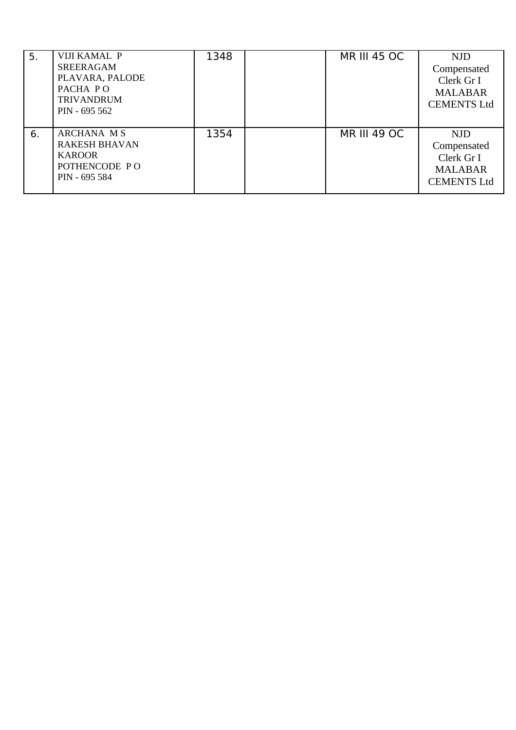| | | | | | |
|---|---|---|---|---|---|
| 5. | VIJI KAMAL P<br>SREERAGAM<br>PLAVARA, PALODE<br>PACHA P O<br>TRIVANDRUM<br>PIN - 695 562 | 1348 | | MR III 45 OC | NJD<br>Compensated<br>Clerk Gr I<br>MALABAR<br>CEMENTS Ltd |
| 6. | ARCHANA M S<br>RAKESH BHAVAN<br>KAROOR<br>POTHENCODE P O<br>PIN - 695 584 | 1354 | | MR III 49 OC | NJD<br>Compensated<br>Clerk Gr I<br>MALABAR<br>CEMENTS Ltd |